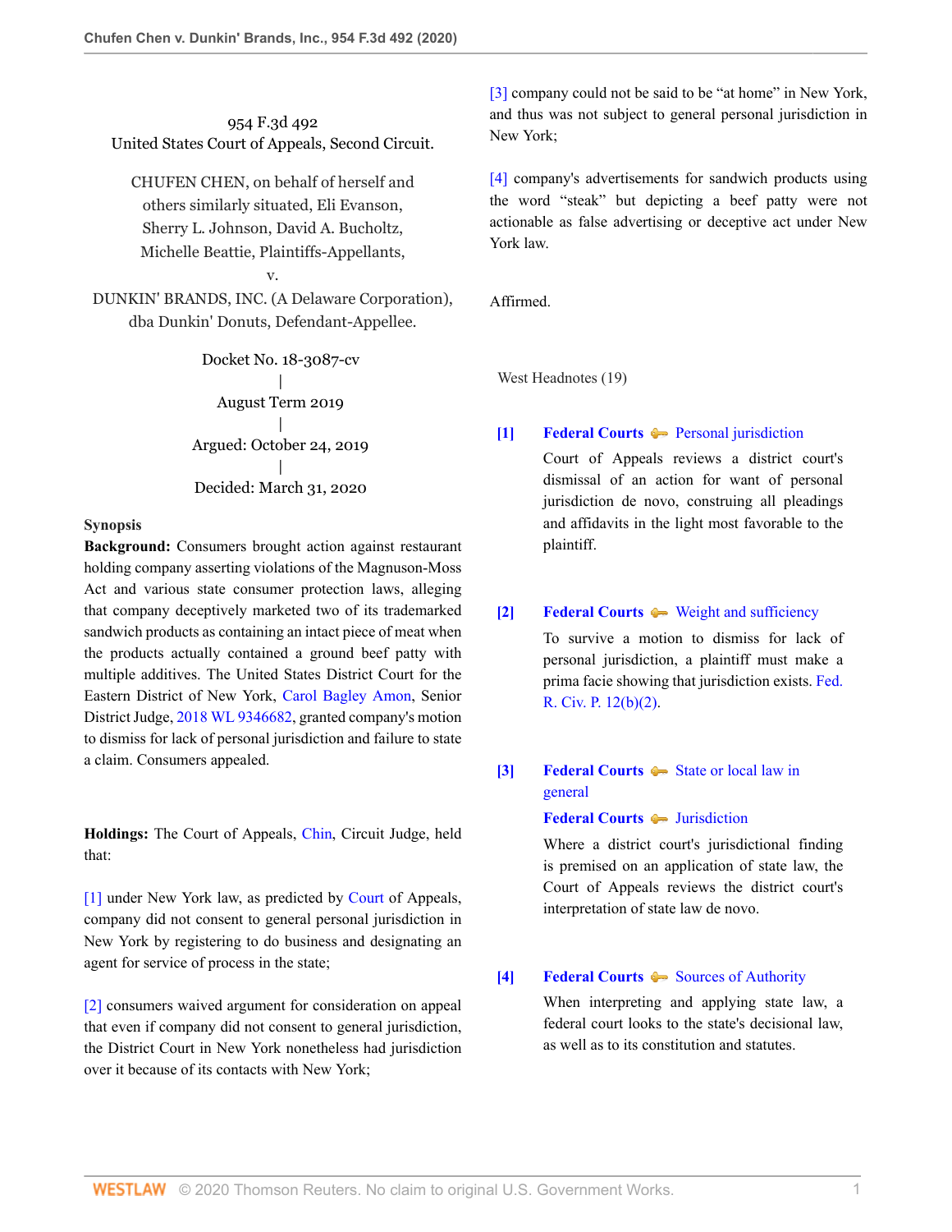954 F.3d 492
United States Court of Appeals, Second Circuit.

CHUFEN CHEN, on behalf of herself and others similarly situated, Eli Evanson, Sherry L. Johnson, David A. Bucholtz, Michelle Beattie, Plaintiffs-Appellants,
v.
DUNKIN' BRANDS, INC. (A Delaware Corporation), dba Dunkin' Donuts, Defendant-Appellee.

Docket No. 18-3087-cv
|
August Term 2019
|
Argued: October 24, 2019
|
Decided: March 31, 2020

**Synopsis**

**Background:** Consumers brought action against restaurant holding company asserting violations of the Magnuson-Moss Act and various state consumer protection laws, alleging that company deceptively marketed two of its trademarked sandwich products as containing an intact piece of meat when the products actually contained a ground beef patty with multiple additives. The United States District Court for the Eastern District of New York, Carol Bagley Amon, Senior District Judge, 2018 WL 9346682, granted company's motion to dismiss for lack of personal jurisdiction and failure to state a claim. Consumers appealed.

**Holdings:** The Court of Appeals, Chin, Circuit Judge, held that:

[1] under New York law, as predicted by Court of Appeals, company did not consent to general personal jurisdiction in New York by registering to do business and designating an agent for service of process in the state;

[2] consumers waived argument for consideration on appeal that even if company did not consent to general jurisdiction, the District Court in New York nonetheless had jurisdiction over it because of its contacts with New York;

[3] company could not be said to be "at home" in New York, and thus was not subject to general personal jurisdiction in New York;

[4] company's advertisements for sandwich products using the word "steak" but depicting a beef patty were not actionable as false advertising or deceptive act under New York law.

Affirmed.

West Headnotes (19)

**[1]** **Federal Courts** Personal jurisdiction

Court of Appeals reviews a district court's dismissal of an action for want of personal jurisdiction de novo, construing all pleadings and affidavits in the light most favorable to the plaintiff.

**[2]** **Federal Courts** Weight and sufficiency

To survive a motion to dismiss for lack of personal jurisdiction, a plaintiff must make a prima facie showing that jurisdiction exists. Fed. R. Civ. P. 12(b)(2).

**[3]** **Federal Courts** State or local law in general

**Federal Courts** Jurisdiction

Where a district court's jurisdictional finding is premised on an application of state law, the Court of Appeals reviews the district court's interpretation of state law de novo.

**[4]** **Federal Courts** Sources of Authority

When interpreting and applying state law, a federal court looks to the state's decisional law, as well as to its constitution and statutes.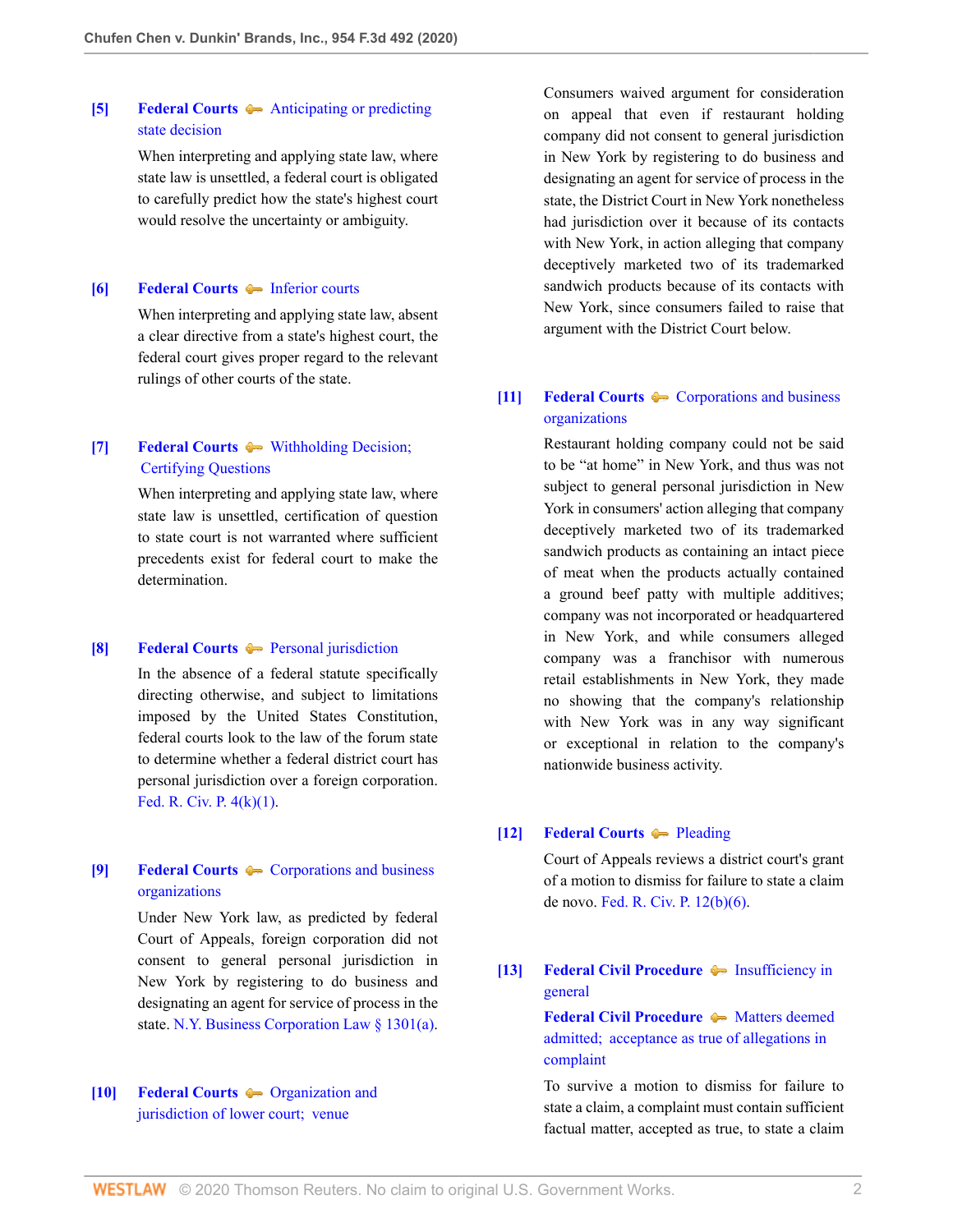**[5]** **Federal Courts** — Anticipating or predicting state decision

When interpreting and applying state law, where state law is unsettled, a federal court is obligated to carefully predict how the state's highest court would resolve the uncertainty or ambiguity.

**[6]** **Federal Courts** — Inferior courts

When interpreting and applying state law, absent a clear directive from a state's highest court, the federal court gives proper regard to the relevant rulings of other courts of the state.

**[7]** **Federal Courts** — Withholding Decision; Certifying Questions

When interpreting and applying state law, where state law is unsettled, certification of question to state court is not warranted where sufficient precedents exist for federal court to make the determination.

**[8]** **Federal Courts** — Personal jurisdiction

In the absence of a federal statute specifically directing otherwise, and subject to limitations imposed by the United States Constitution, federal courts look to the law of the forum state to determine whether a federal district court has personal jurisdiction over a foreign corporation. Fed. R. Civ. P. 4(k)(1).

**[9]** **Federal Courts** — Corporations and business organizations

Under New York law, as predicted by federal Court of Appeals, foreign corporation did not consent to general personal jurisdiction in New York by registering to do business and designating an agent for service of process in the state. N.Y. Business Corporation Law § 1301(a).

**[10]** **Federal Courts** — Organization and jurisdiction of lower court; venue

Consumers waived argument for consideration on appeal that even if restaurant holding company did not consent to general jurisdiction in New York by registering to do business and designating an agent for service of process in the state, the District Court in New York nonetheless had jurisdiction over it because of its contacts with New York, in action alleging that company deceptively marketed two of its trademarked sandwich products because of its contacts with New York, since consumers failed to raise that argument with the District Court below.

**[11]** **Federal Courts** — Corporations and business organizations

Restaurant holding company could not be said to be "at home" in New York, and thus was not subject to general personal jurisdiction in New York in consumers' action alleging that company deceptively marketed two of its trademarked sandwich products as containing an intact piece of meat when the products actually contained a ground beef patty with multiple additives; company was not incorporated or headquartered in New York, and while consumers alleged company was a franchisor with numerous retail establishments in New York, they made no showing that the company's relationship with New York was in any way significant or exceptional in relation to the company's nationwide business activity.

**[12]** **Federal Courts** — Pleading

Court of Appeals reviews a district court's grant of a motion to dismiss for failure to state a claim de novo. Fed. R. Civ. P. 12(b)(6).

**[13]** **Federal Civil Procedure** — Insufficiency in general

**Federal Civil Procedure** — Matters deemed admitted; acceptance as true of allegations in complaint

To survive a motion to dismiss for failure to state a claim, a complaint must contain sufficient factual matter, accepted as true, to state a claim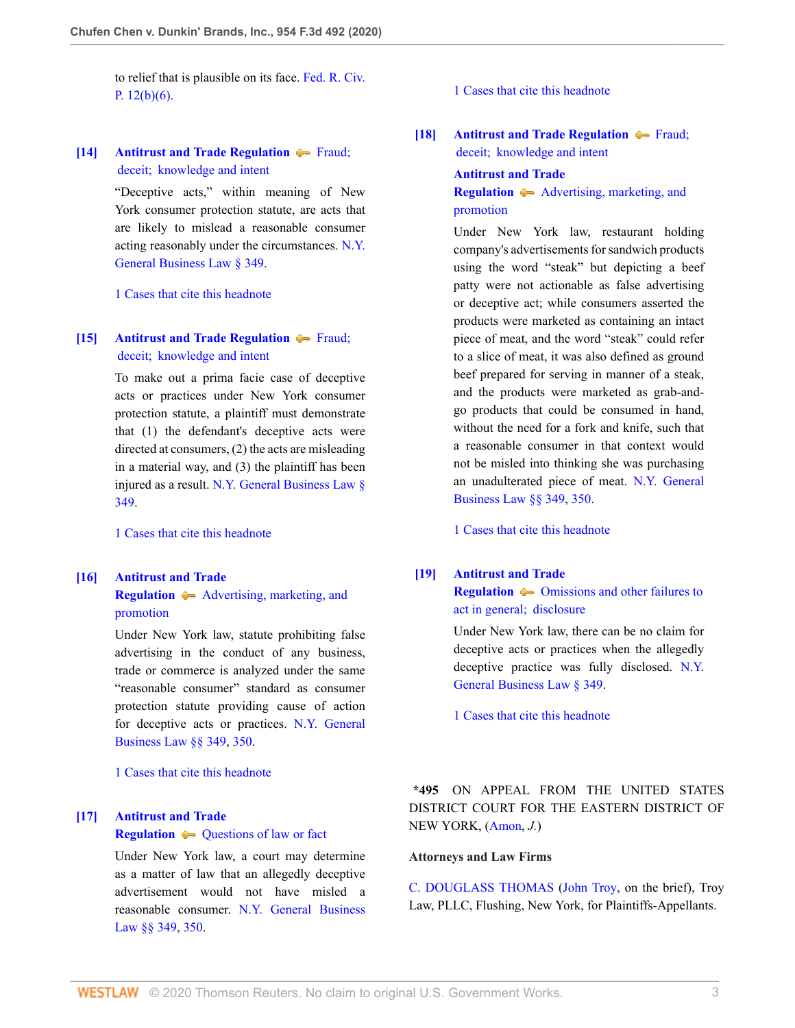to relief that is plausible on its face. Fed. R. Civ. P. 12(b)(6).

**[14]** **Antitrust and Trade Regulation** Fraud; deceit; knowledge and intent

"Deceptive acts," within meaning of New York consumer protection statute, are acts that are likely to mislead a reasonable consumer acting reasonably under the circumstances. N.Y. General Business Law § 349.

1 Cases that cite this headnote

**[15]** **Antitrust and Trade Regulation** Fraud; deceit; knowledge and intent

To make out a prima facie case of deceptive acts or practices under New York consumer protection statute, a plaintiff must demonstrate that (1) the defendant's deceptive acts were directed at consumers, (2) the acts are misleading in a material way, and (3) the plaintiff has been injured as a result. N.Y. General Business Law § 349.

1 Cases that cite this headnote

**[16]** **Antitrust and Trade Regulation** Advertising, marketing, and promotion

Under New York law, statute prohibiting false advertising in the conduct of any business, trade or commerce is analyzed under the same "reasonable consumer" standard as consumer protection statute providing cause of action for deceptive acts or practices. N.Y. General Business Law §§ 349, 350.

1 Cases that cite this headnote

**[17]** **Antitrust and Trade Regulation** Questions of law or fact

Under New York law, a court may determine as a matter of law that an allegedly deceptive advertisement would not have misled a reasonable consumer. N.Y. General Business Law §§ 349, 350.

1 Cases that cite this headnote

**[18]** **Antitrust and Trade Regulation** Fraud; deceit; knowledge and intent

**Antitrust and Trade Regulation** Advertising, marketing, and promotion

Under New York law, restaurant holding company's advertisements for sandwich products using the word "steak" but depicting a beef patty were not actionable as false advertising or deceptive act; while consumers asserted the products were marketed as containing an intact piece of meat, and the word "steak" could refer to a slice of meat, it was also defined as ground beef prepared for serving in manner of a steak, and the products were marketed as grab-and-go products that could be consumed in hand, without the need for a fork and knife, such that a reasonable consumer in that context would not be misled into thinking she was purchasing an unadulterated piece of meat. N.Y. General Business Law §§ 349, 350.

1 Cases that cite this headnote

**[19]** **Antitrust and Trade Regulation** Omissions and other failures to act in general; disclosure

Under New York law, there can be no claim for deceptive acts or practices when the allegedly deceptive practice was fully disclosed. N.Y. General Business Law § 349.

1 Cases that cite this headnote

**\*495** ON APPEAL FROM THE UNITED STATES DISTRICT COURT FOR THE EASTERN DISTRICT OF NEW YORK, (Amon, *J.*)

**Attorneys and Law Firms**

C. DOUGLASS THOMAS (John Troy, on the brief), Troy Law, PLLC, Flushing, New York, for Plaintiffs-Appellants.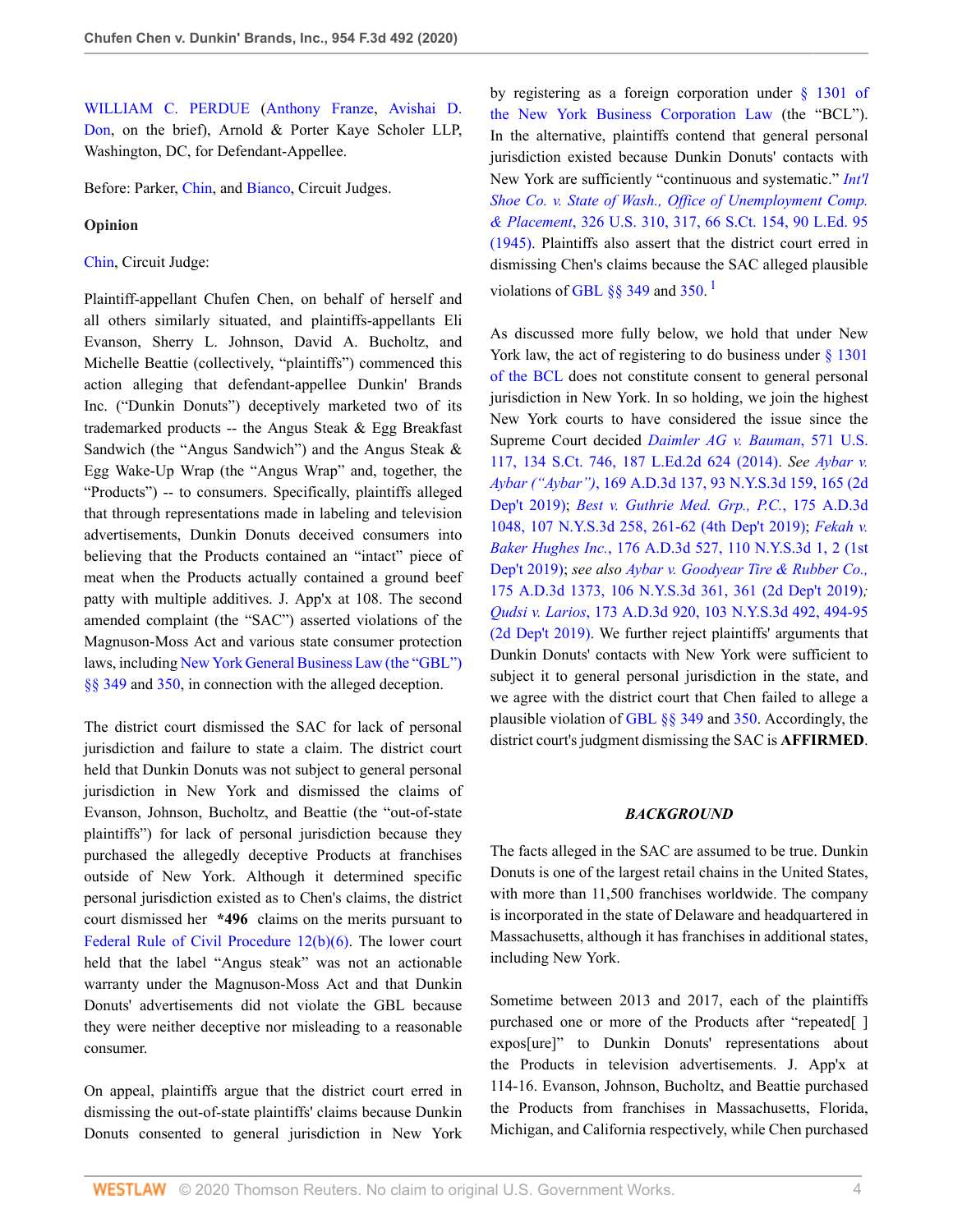WILLIAM C. PERDUE (Anthony Franze, Avishai D. Don, on the brief), Arnold & Porter Kaye Scholer LLP, Washington, DC, for Defendant-Appellee.

Before: Parker, Chin, and Bianco, Circuit Judges.

**Opinion**

Chin, Circuit Judge:

Plaintiff-appellant Chufen Chen, on behalf of herself and all others similarly situated, and plaintiffs-appellants Eli Evanson, Sherry L. Johnson, David A. Bucholtz, and Michelle Beattie (collectively, "plaintiffs") commenced this action alleging that defendant-appellee Dunkin' Brands Inc. ("Dunkin Donuts") deceptively marketed two of its trademarked products -- the Angus Steak & Egg Breakfast Sandwich (the "Angus Sandwich") and the Angus Steak & Egg Wake-Up Wrap (the "Angus Wrap" and, together, the "Products") -- to consumers. Specifically, plaintiffs alleged that through representations made in labeling and television advertisements, Dunkin Donuts deceived consumers into believing that the Products contained an "intact" piece of meat when the Products actually contained a ground beef patty with multiple additives. J. App'x at 108. The second amended complaint (the "SAC") asserted violations of the Magnuson-Moss Act and various state consumer protection laws, including New York General Business Law (the "GBL") §§ 349 and 350, in connection with the alleged deception.

The district court dismissed the SAC for lack of personal jurisdiction and failure to state a claim. The district court held that Dunkin Donuts was not subject to general personal jurisdiction in New York and dismissed the claims of Evanson, Johnson, Bucholtz, and Beattie (the "out-of-state plaintiffs") for lack of personal jurisdiction because they purchased the allegedly deceptive Products at franchises outside of New York. Although it determined specific personal jurisdiction existed as to Chen's claims, the district court dismissed her **\*496** claims on the merits pursuant to Federal Rule of Civil Procedure 12(b)(6). The lower court held that the label "Angus steak" was not an actionable warranty under the Magnuson-Moss Act and that Dunkin Donuts' advertisements did not violate the GBL because they were neither deceptive nor misleading to a reasonable consumer.

On appeal, plaintiffs argue that the district court erred in dismissing the out-of-state plaintiffs' claims because Dunkin Donuts consented to general jurisdiction in New York by registering as a foreign corporation under § 1301 of the New York Business Corporation Law (the "BCL"). In the alternative, plaintiffs contend that general personal jurisdiction existed because Dunkin Donuts' contacts with New York are sufficiently "continuous and systematic." *Int'l Shoe Co. v. State of Wash., Office of Unemployment Comp. & Placement*, 326 U.S. 310, 317, 66 S.Ct. 154, 90 L.Ed. 95 (1945). Plaintiffs also assert that the district court erred in dismissing Chen's claims because the SAC alleged plausible violations of GBL §§ 349 and 350.[1]

As discussed more fully below, we hold that under New York law, the act of registering to do business under § 1301 of the BCL does not constitute consent to general personal jurisdiction in New York. In so holding, we join the highest New York courts to have considered the issue since the Supreme Court decided *Daimler AG v. Bauman*, 571 U.S. 117, 134 S.Ct. 746, 187 L.Ed.2d 624 (2014). *See Aybar v. Aybar ("Aybar")*, 169 A.D.3d 137, 93 N.Y.S.3d 159, 165 (2d Dep't 2019); *Best v. Guthrie Med. Grp., P.C.*, 175 A.D.3d 1048, 107 N.Y.S.3d 258, 261-62 (4th Dep't 2019); *Fekah v. Baker Hughes Inc.*, 176 A.D.3d 527, 110 N.Y.S.3d 1, 2 (1st Dep't 2019); *see also Aybar v. Goodyear Tire & Rubber Co.*, 175 A.D.3d 1373, 106 N.Y.S.3d 361, 361 (2d Dep't 2019); *Qudsi v. Larios*, 173 A.D.3d 920, 103 N.Y.S.3d 492, 494-95 (2d Dep't 2019). We further reject plaintiffs' arguments that Dunkin Donuts' contacts with New York were sufficient to subject it to general personal jurisdiction in the state, and we agree with the district court that Chen failed to allege a plausible violation of GBL §§ 349 and 350. Accordingly, the district court's judgment dismissing the SAC is **AFFIRMED**.

### *BACKGROUND*

The facts alleged in the SAC are assumed to be true. Dunkin Donuts is one of the largest retail chains in the United States, with more than 11,500 franchises worldwide. The company is incorporated in the state of Delaware and headquartered in Massachusetts, although it has franchises in additional states, including New York.

Sometime between 2013 and 2017, each of the plaintiffs purchased one or more of the Products after "repeated[ ] expos[ure]" to Dunkin Donuts' representations about the Products in television advertisements. J. App'x at 114-16. Evanson, Johnson, Bucholtz, and Beattie purchased the Products from franchises in Massachusetts, Florida, Michigan, and California respectively, while Chen purchased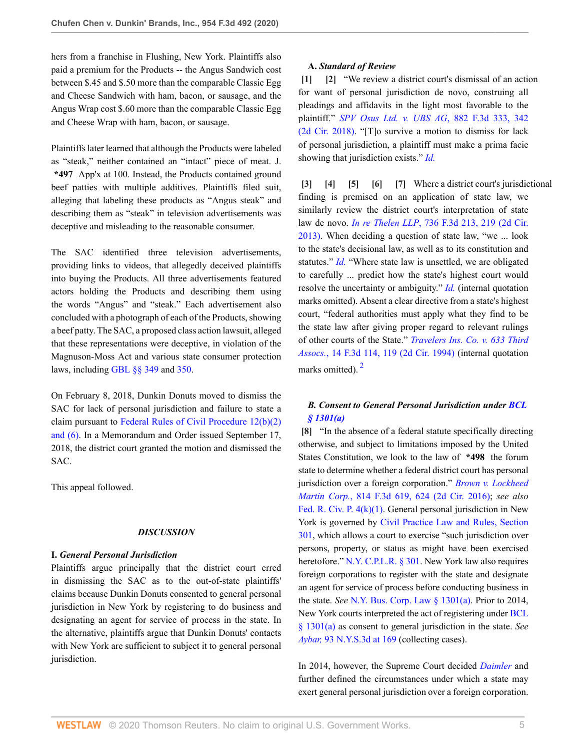hers from a franchise in Flushing, New York. Plaintiffs also paid a premium for the Products -- the Angus Sandwich cost between $.45 and $.50 more than the comparable Classic Egg and Cheese Sandwich with ham, bacon, or sausage, and the Angus Wrap cost $.60 more than the comparable Classic Egg and Cheese Wrap with ham, bacon, or sausage.

Plaintiffs later learned that although the Products were labeled as "steak," neither contained an "intact" piece of meat. J. **\*497** App'x at 100. Instead, the Products contained ground beef patties with multiple additives. Plaintiffs filed suit, alleging that labeling these products as "Angus steak" and describing them as "steak" in television advertisements was deceptive and misleading to the reasonable consumer.

The SAC identified three television advertisements, providing links to videos, that allegedly deceived plaintiffs into buying the Products. All three advertisements featured actors holding the Products and describing them using the words "Angus" and "steak." Each advertisement also concluded with a photograph of each of the Products, showing a beef patty. The SAC, a proposed class action lawsuit, alleged that these representations were deceptive, in violation of the Magnuson-Moss Act and various state consumer protection laws, including GBL §§ 349 and 350.

On February 8, 2018, Dunkin Donuts moved to dismiss the SAC for lack of personal jurisdiction and failure to state a claim pursuant to Federal Rules of Civil Procedure 12(b)(2) and (6). In a Memorandum and Order issued September 17, 2018, the district court granted the motion and dismissed the SAC.

This appeal followed.

## *DISCUSSION*

### I. *General Personal Jurisdiction*

Plaintiffs argue principally that the district court erred in dismissing the SAC as to the out-of-state plaintiffs' claims because Dunkin Donuts consented to general personal jurisdiction in New York by registering to do business and designating an agent for service of process in the state. In the alternative, plaintiffs argue that Dunkin Donuts' contacts with New York are sufficient to subject it to general personal jurisdiction.

#### A. *Standard of Review*

**[1] [2]** "We review a district court's dismissal of an action for want of personal jurisdiction de novo, construing all pleadings and affidavits in the light most favorable to the plaintiff." *SPV Osus Ltd. v. UBS AG*, 882 F.3d 333, 342 (2d Cir. 2018). "[T]o survive a motion to dismiss for lack of personal jurisdiction, a plaintiff must make a prima facie showing that jurisdiction exists." *Id.*

**[3] [4] [5] [6] [7]** Where a district court's jurisdictional finding is premised on an application of state law, we similarly review the district court's interpretation of state law de novo. *In re Thelen LLP*, 736 F.3d 213, 219 (2d Cir. 2013). When deciding a question of state law, "we ... look to the state's decisional law, as well as to its constitution and statutes." *Id.* "Where state law is unsettled, we are obligated to carefully ... predict how the state's highest court would resolve the uncertainty or ambiguity." *Id.* (internal quotation marks omitted). Absent a clear directive from a state's highest court, "federal authorities must apply what they find to be the state law after giving proper regard to relevant rulings of other courts of the State." *Travelers Ins. Co. v. 633 Third Assocs.*, 14 F.3d 114, 119 (2d Cir. 1994) (internal quotation marks omitted). [2]

#### *B. Consent to General Personal Jurisdiction under BCL § 1301(a)*

**[8]** "In the absence of a federal statute specifically directing otherwise, and subject to limitations imposed by the United States Constitution, we look to the law of **\*498** the forum state to determine whether a federal district court has personal jurisdiction over a foreign corporation." *Brown v. Lockheed Martin Corp.*, 814 F.3d 619, 624 (2d Cir. 2016); *see also* Fed. R. Civ. P. 4(k)(1). General personal jurisdiction in New York is governed by Civil Practice Law and Rules, Section 301, which allows a court to exercise "such jurisdiction over persons, property, or status as might have been exercised heretofore." N.Y. C.P.L.R. § 301. New York law also requires foreign corporations to register with the state and designate an agent for service of process before conducting business in the state. *See* N.Y. Bus. Corp. Law § 1301(a). Prior to 2014, New York courts interpreted the act of registering under BCL § 1301(a) as consent to general jurisdiction in the state. *See Aybar,* 93 N.Y.S.3d at 169 (collecting cases).

In 2014, however, the Supreme Court decided *Daimler* and further defined the circumstances under which a state may exert general personal jurisdiction over a foreign corporation.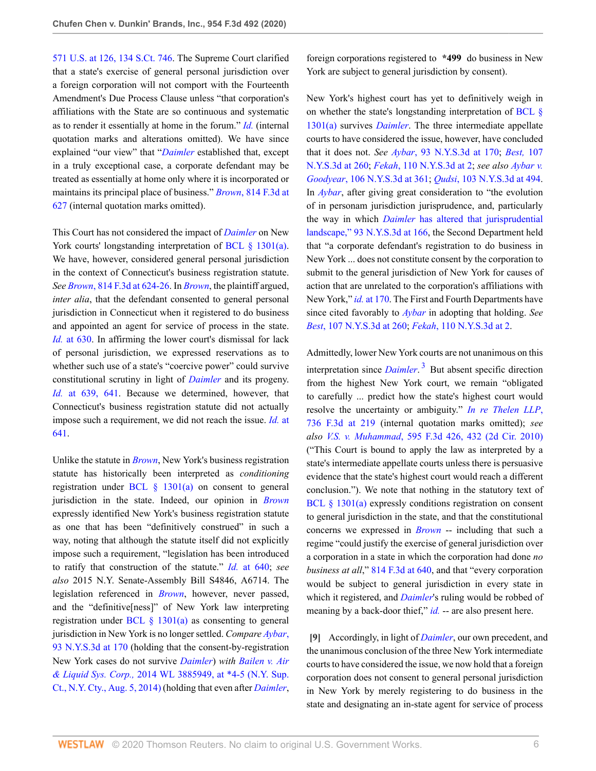571 U.S. at 126, 134 S.Ct. 746. The Supreme Court clarified that a state's exercise of general personal jurisdiction over a foreign corporation will not comport with the Fourteenth Amendment's Due Process Clause unless "that corporation's affiliations with the State are so continuous and systematic as to render it essentially at home in the forum." *Id.* (internal quotation marks and alterations omitted). We have since explained "our view" that "*Daimler* established that, except in a truly exceptional case, a corporate defendant may be treated as essentially at home only where it is incorporated or maintains its principal place of business." *Brown*, 814 F.3d at 627 (internal quotation marks omitted).

This Court has not considered the impact of *Daimler* on New York courts' longstanding interpretation of BCL § 1301(a). We have, however, considered general personal jurisdiction in the context of Connecticut's business registration statute. *See Brown*, 814 F.3d at 624-26. In *Brown*, the plaintiff argued, *inter alia*, that the defendant consented to general personal jurisdiction in Connecticut when it registered to do business and appointed an agent for service of process in the state. *Id.* at 630. In affirming the lower court's dismissal for lack of personal jurisdiction, we expressed reservations as to whether such use of a state's "coercive power" could survive constitutional scrutiny in light of *Daimler* and its progeny. *Id.* at 639, 641. Because we determined, however, that Connecticut's business registration statute did not actually impose such a requirement, we did not reach the issue. *Id.* at 641.

Unlike the statute in *Brown*, New York's business registration statute has historically been interpreted as *conditioning* registration under BCL § 1301(a) on consent to general jurisdiction in the state. Indeed, our opinion in *Brown* expressly identified New York's business registration statute as one that has been "definitively construed" in such a way, noting that although the statute itself did not explicitly impose such a requirement, "legislation has been introduced to ratify that construction of the statute." *Id.* at 640; *see also* 2015 N.Y. Senate-Assembly Bill S4846, A6714. The legislation referenced in *Brown*, however, never passed, and the "definitive[ness]" of New York law interpreting registration under BCL § 1301(a) as consenting to general jurisdiction in New York is no longer settled. *Compare Aybar*, 93 N.Y.S.3d at 170 (holding that the consent-by-registration New York cases do not survive *Daimler*) *with Bailen v. Air & Liquid Sys. Corp.*, 2014 WL 3885949, at *4-5 (N.Y. Sup. Ct., N.Y. Cty., Aug. 5, 2014) (holding that even after *Daimler*, foreign corporations registered to **\*499** do business in New York are subject to general jurisdiction by consent).

New York's highest court has yet to definitively weigh in on whether the state's longstanding interpretation of BCL § 1301(a) survives *Daimler*. The three intermediate appellate courts to have considered the issue, however, have concluded that it does not. *See Aybar*, 93 N.Y.S.3d at 170; *Best*, 107 N.Y.S.3d at 260; *Fekah*, 110 N.Y.S.3d at 2; *see also Aybar v. Goodyear*, 106 N.Y.S.3d at 361; *Qudsi*, 103 N.Y.S.3d at 494. In *Aybar*, after giving great consideration to "the evolution of in personam jurisdiction jurisprudence, and, particularly the way in which *Daimler* has altered that jurisprudential landscape," 93 N.Y.S.3d at 166, the Second Department held that "a corporate defendant's registration to do business in New York ... does not constitute consent by the corporation to submit to the general jurisdiction of New York for causes of action that are unrelated to the corporation's affiliations with New York," *id.* at 170. The First and Fourth Departments have since cited favorably to *Aybar* in adopting that holding. *See Best*, 107 N.Y.S.3d at 260; *Fekah*, 110 N.Y.S.3d at 2.

Admittedly, lower New York courts are not unanimous on this interpretation since *Daimler*.[3] But absent specific direction from the highest New York court, we remain "obligated to carefully ... predict how the state's highest court would resolve the uncertainty or ambiguity." *In re Thelen LLP*, 736 F.3d at 219 (internal quotation marks omitted); *see also V.S. v. Muhammad*, 595 F.3d 426, 432 (2d Cir. 2010) ("This Court is bound to apply the law as interpreted by a state's intermediate appellate courts unless there is persuasive evidence that the state's highest court would reach a different conclusion."). We note that nothing in the statutory text of BCL § 1301(a) expressly conditions registration on consent to general jurisdiction in the state, and that the constitutional concerns we expressed in *Brown* -- including that such a regime "could justify the exercise of general jurisdiction over a corporation in a state in which the corporation had done *no business at all*," 814 F.3d at 640, and that "every corporation would be subject to general jurisdiction in every state in which it registered, and *Daimler*'s ruling would be robbed of meaning by a back-door thief," *id.* -- are also present here.

**[9]** Accordingly, in light of *Daimler*, our own precedent, and the unanimous conclusion of the three New York intermediate courts to have considered the issue, we now hold that a foreign corporation does not consent to general personal jurisdiction in New York by merely registering to do business in the state and designating an in-state agent for service of process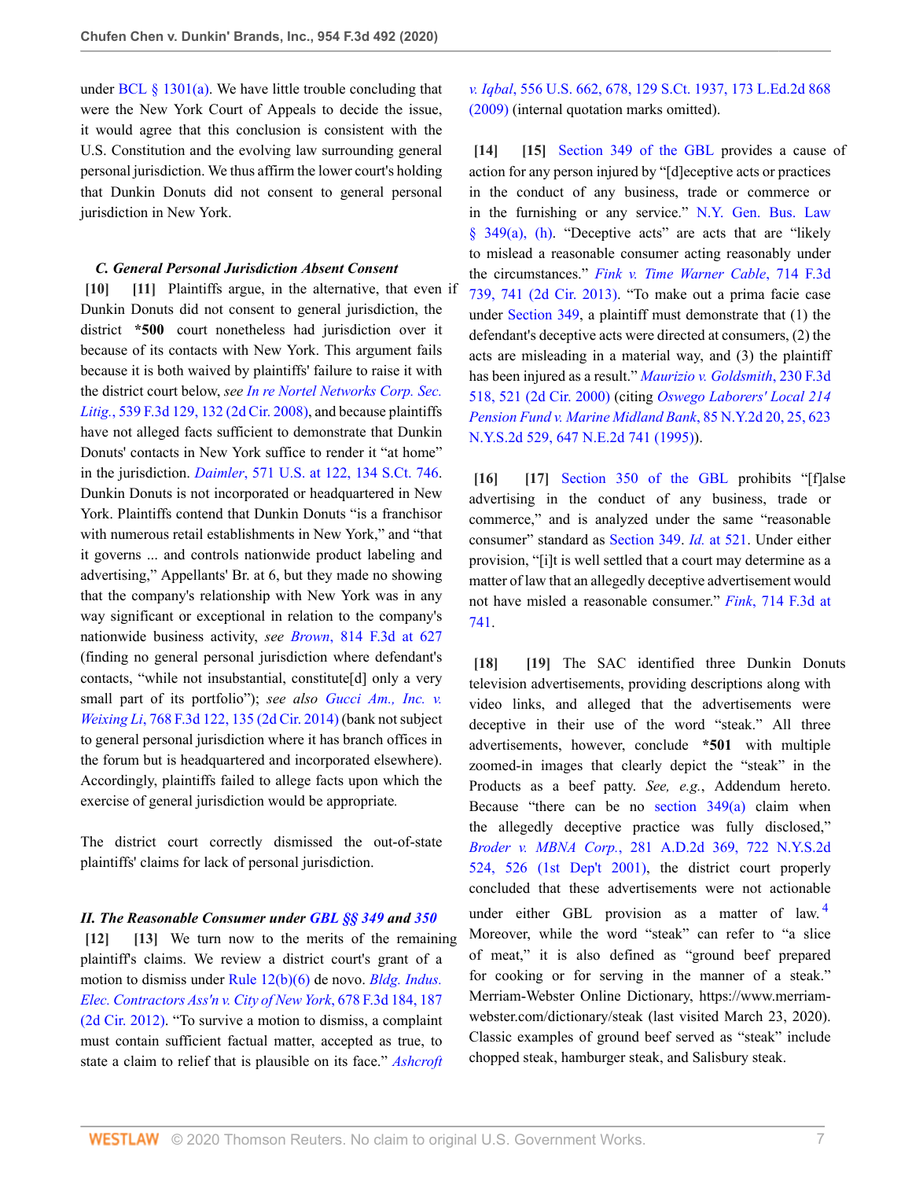under BCL § 1301(a). We have little trouble concluding that were the New York Court of Appeals to decide the issue, it would agree that this conclusion is consistent with the U.S. Constitution and the evolving law surrounding general personal jurisdiction. We thus affirm the lower court's holding that Dunkin Donuts did not consent to general personal jurisdiction in New York.

### *C. General Personal Jurisdiction Absent Consent*

**[10]** **[11]** Plaintiffs argue, in the alternative, that even if Dunkin Donuts did not consent to general jurisdiction, the district **\*500** court nonetheless had jurisdiction over it because of its contacts with New York. This argument fails because it is both waived by plaintiffs' failure to raise it with the district court below, *see In re Nortel Networks Corp. Sec. Litig.*, 539 F.3d 129, 132 (2d Cir. 2008), and because plaintiffs have not alleged facts sufficient to demonstrate that Dunkin Donuts' contacts in New York suffice to render it "at home" in the jurisdiction. *Daimler*, 571 U.S. at 122, 134 S.Ct. 746. Dunkin Donuts is not incorporated or headquartered in New York. Plaintiffs contend that Dunkin Donuts "is a franchisor with numerous retail establishments in New York," and "that it governs ... and controls nationwide product labeling and advertising," Appellants' Br. at 6, but they made no showing that the company's relationship with New York was in any way significant or exceptional in relation to the company's nationwide business activity, *see Brown*, 814 F.3d at 627 (finding no general personal jurisdiction where defendant's contacts, "while not insubstantial, constitute[d] only a very small part of its portfolio"); *see also Gucci Am., Inc. v. Weixing Li*, 768 F.3d 122, 135 (2d Cir. 2014) (bank not subject to general personal jurisdiction where it has branch offices in the forum but is headquartered and incorporated elsewhere). Accordingly, plaintiffs failed to allege facts upon which the exercise of general jurisdiction would be appropriate.

The district court correctly dismissed the out-of-state plaintiffs' claims for lack of personal jurisdiction.

## *II. The Reasonable Consumer under GBL §§ 349 and 350*

**[12]** **[13]** We turn now to the merits of the remaining plaintiff's claims. We review a district court's grant of a motion to dismiss under Rule 12(b)(6) de novo. *Bldg. Indus. Elec. Contractors Ass'n v. City of New York*, 678 F.3d 184, 187 (2d Cir. 2012). "To survive a motion to dismiss, a complaint must contain sufficient factual matter, accepted as true, to state a claim to relief that is plausible on its face." *Ashcroft v. Iqbal*, 556 U.S. 662, 678, 129 S.Ct. 1937, 173 L.Ed.2d 868 (2009) (internal quotation marks omitted).

**[14]** **[15]** Section 349 of the GBL provides a cause of action for any person injured by "[d]eceptive acts or practices in the conduct of any business, trade or commerce or in the furnishing or any service." N.Y. Gen. Bus. Law § 349(a), (h). "Deceptive acts" are acts that are "likely to mislead a reasonable consumer acting reasonably under the circumstances." *Fink v. Time Warner Cable*, 714 F.3d 739, 741 (2d Cir. 2013). "To make out a prima facie case under Section 349, a plaintiff must demonstrate that (1) the defendant's deceptive acts were directed at consumers, (2) the acts are misleading in a material way, and (3) the plaintiff has been injured as a result." *Maurizio v. Goldsmith*, 230 F.3d 518, 521 (2d Cir. 2000) (citing *Oswego Laborers' Local 214 Pension Fund v. Marine Midland Bank*, 85 N.Y.2d 20, 25, 623 N.Y.S.2d 529, 647 N.E.2d 741 (1995)).

**[16]** **[17]** Section 350 of the GBL prohibits "[f]alse advertising in the conduct of any business, trade or commerce," and is analyzed under the same "reasonable consumer" standard as Section 349. *Id.* at 521. Under either provision, "[i]t is well settled that a court may determine as a matter of law that an allegedly deceptive advertisement would not have misled a reasonable consumer." *Fink*, 714 F.3d at 741.

**[18]** **[19]** The SAC identified three Dunkin Donuts television advertisements, providing descriptions along with video links, and alleged that the advertisements were deceptive in their use of the word "steak." All three advertisements, however, conclude **\*501** with multiple zoomed-in images that clearly depict the "steak" in the Products as a beef patty. *See, e.g.*, Addendum hereto. Because "there can be no section 349(a) claim when the allegedly deceptive practice was fully disclosed," *Broder v. MBNA Corp.*, 281 A.D.2d 369, 722 N.Y.S.2d 524, 526 (1st Dep't 2001), the district court properly concluded that these advertisements were not actionable under either GBL provision as a matter of law.[4] Moreover, while the word "steak" can refer to "a slice of meat," it is also defined as "ground beef prepared for cooking or for serving in the manner of a steak." Merriam-Webster Online Dictionary, https://www.merriam-webster.com/dictionary/steak (last visited March 23, 2020). Classic examples of ground beef served as "steak" include chopped steak, hamburger steak, and Salisbury steak.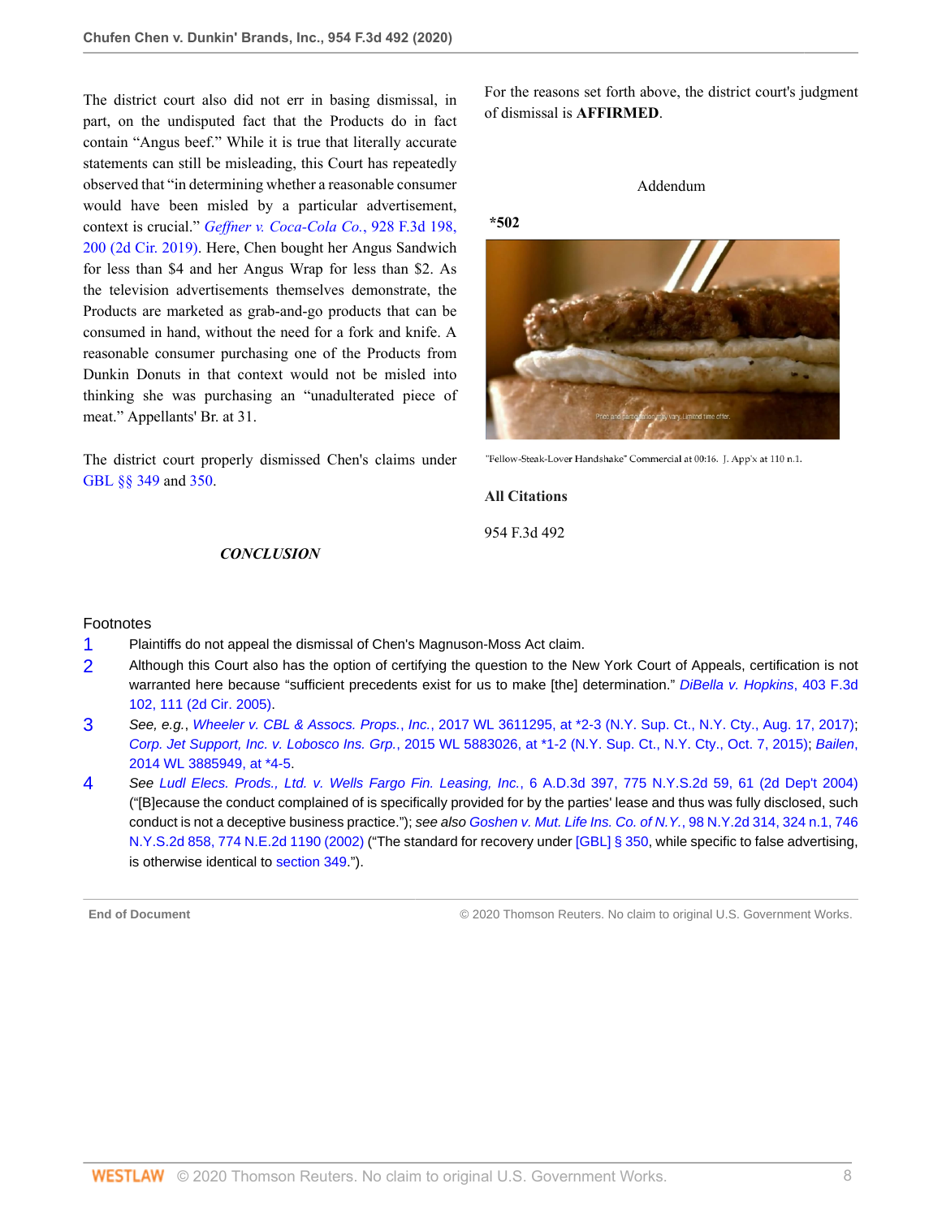The district court also did not err in basing dismissal, in part, on the undisputed fact that the Products do in fact contain "Angus beef." While it is true that literally accurate statements can still be misleading, this Court has repeatedly observed that "in determining whether a reasonable consumer would have been misled by a particular advertisement, context is crucial." *Geffner v. Coca-Cola Co.*, 928 F.3d 198, 200 (2d Cir. 2019). Here, Chen bought her Angus Sandwich for less than $4 and her Angus Wrap for less than $2. As the television advertisements themselves demonstrate, the Products are marketed as grab-and-go products that can be consumed in hand, without the need for a fork and knife. A reasonable consumer purchasing one of the Products from Dunkin Donuts in that context would not be misled into thinking she was purchasing an "unadulterated piece of meat." Appellants' Br. at 31.

The district court properly dismissed Chen's claims under GBL §§ 349 and 350.

## *CONCLUSION*

For the reasons set forth above, the district court's judgment of dismissal is **AFFIRMED**.

Addendum

**\*502**

Price and participation may vary. Limited time offer.

"Fellow-Steak-Lover Handshake" Commercial at 00:16. J. App'x at 110 n.1.

**All Citations**

954 F.3d 492

## Footnotes

1. Plaintiffs do not appeal the dismissal of Chen's Magnuson-Moss Act claim.
2. Although this Court also has the option of certifying the question to the New York Court of Appeals, certification is not warranted here because "sufficient precedents exist for us to make [the] determination." *DiBella v. Hopkins*, 403 F.3d 102, 111 (2d Cir. 2005).
3. *See, e.g.*, *Wheeler v. CBL & Assocs. Props., Inc.*, 2017 WL 3611295, at *2-3 (N.Y. Sup. Ct., N.Y. Cty., Aug. 17, 2017); *Corp. Jet Support, Inc. v. Lobosco Ins. Grp.*, 2015 WL 5883026, at *1-2 (N.Y. Sup. Ct., N.Y. Cty., Oct. 7, 2015); *Bailen*, 2014 WL 3885949, at *4-5.
4. *See Ludl Elecs. Prods., Ltd. v. Wells Fargo Fin. Leasing, Inc.*, 6 A.D.3d 397, 775 N.Y.S.2d 59, 61 (2d Dep't 2004) ("[B]ecause the conduct complained of is specifically provided for by the parties' lease and thus was fully disclosed, such conduct is not a deceptive business practice."); *see also Goshen v. Mut. Life Ins. Co. of N.Y.*, 98 N.Y.2d 314, 324 n.1, 746 N.Y.S.2d 858, 774 N.E.2d 1190 (2002) ("The standard for recovery under [GBL] § 350, while specific to false advertising, is otherwise identical to section 349.").